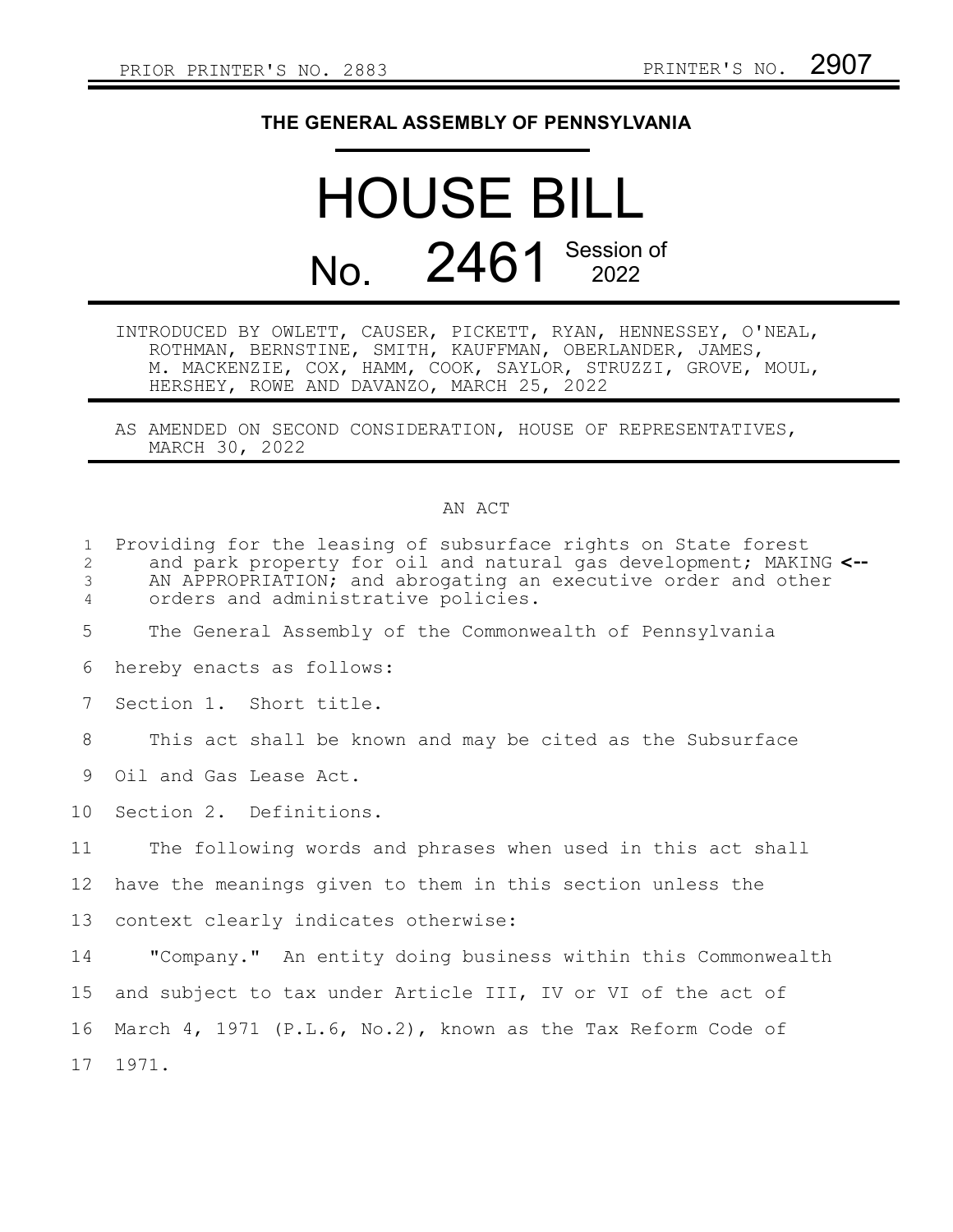PRIOR PRINTER'S NO. 2883 PRINTER'S NO. 2907

**THE GENERAL ASSEMBLY OF PENNSYLVANIA**

# HOUSE BILL

# No. 2461 Session of 2022

INTRODUCED BY OWLETT, CAUSER, PICKETT, RYAN, HENNESSEY, O'NEAL, ROTHMAN, BERNSTINE, SMITH, KAUFFMAN, OBERLANDER, JAMES, M. MACKENZIE, COX, HAMM, COOK, SAYLOR, STRUZZI, GROVE, MOUL, HERSHEY, ROWE AND DAVANZO, MARCH 25, 2022

AS AMENDED ON SECOND CONSIDERATION, HOUSE OF REPRESENTATIVES, MARCH 30, 2022

AN ACT

Providing for the leasing of subsurface rights on State forest and park property for oil and natural gas development; MAKING AN APPROPRIATION; and abrogating an executive order and other orders and administrative policies.

The General Assembly of the Commonwealth of Pennsylvania hereby enacts as follows:

Section 1. Short title.

This act shall be known and may be cited as the Subsurface Oil and Gas Lease Act.

Section 2. Definitions.

The following words and phrases when used in this act shall have the meanings given to them in this section unless the context clearly indicates otherwise:

"Company." An entity doing business within this Commonwealth and subject to tax under Article III, IV or VI of the act of March 4, 1971 (P.L.6, No.2), known as the Tax Reform Code of 1971.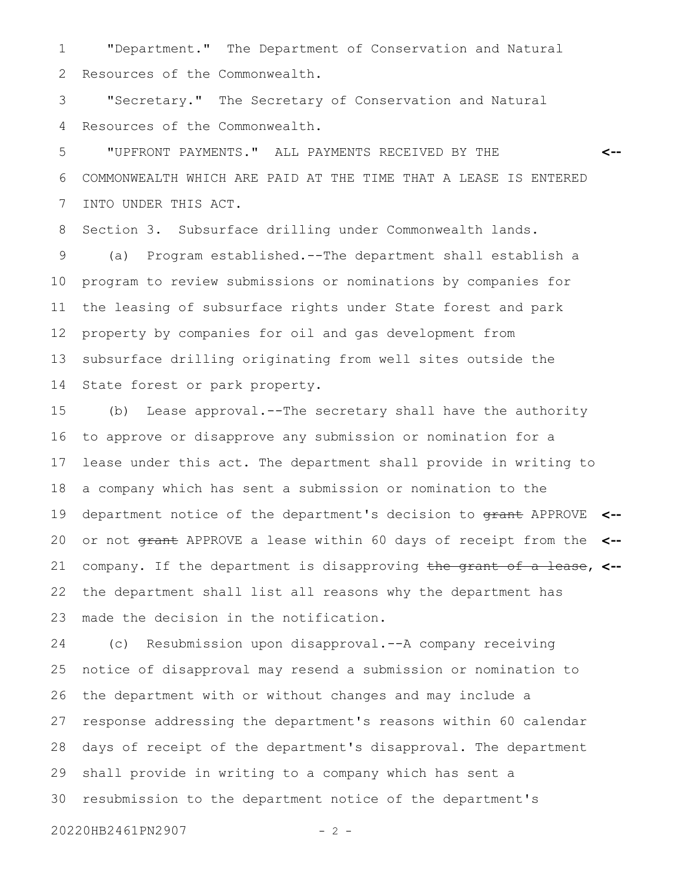"Department." The Department of Conservation and Natural Resources of the Commonwealth.

"Secretary." The Secretary of Conservation and Natural Resources of the Commonwealth.

"UPFRONT PAYMENTS." ALL PAYMENTS RECEIVED BY THE COMMONWEALTH WHICH ARE PAID AT THE TIME THAT A LEASE IS ENTERED INTO UNDER THIS ACT.

Section 3. Subsurface drilling under Commonwealth lands.

(a) Program established.--The department shall establish a program to review submissions or nominations by companies for the leasing of subsurface rights under State forest and park property by companies for oil and gas development from subsurface drilling originating from well sites outside the State forest or park property.

(b) Lease approval.--The secretary shall have the authority to approve or disapprove any submission or nomination for a lease under this act. The department shall provide in writing to a company which has sent a submission or nomination to the department notice of the department's decision to ~~grant~~ APPROVE or not ~~grant~~ APPROVE a lease within 60 days of receipt from the company. If the department is disapproving ~~the grant of a lease~~, the department shall list all reasons why the department has made the decision in the notification.

(c) Resubmission upon disapproval.--A company receiving notice of disapproval may resend a submission or nomination to the department with or without changes and may include a response addressing the department's reasons within 60 calendar days of receipt of the department's disapproval. The department shall provide in writing to a company which has sent a resubmission to the department notice of the department's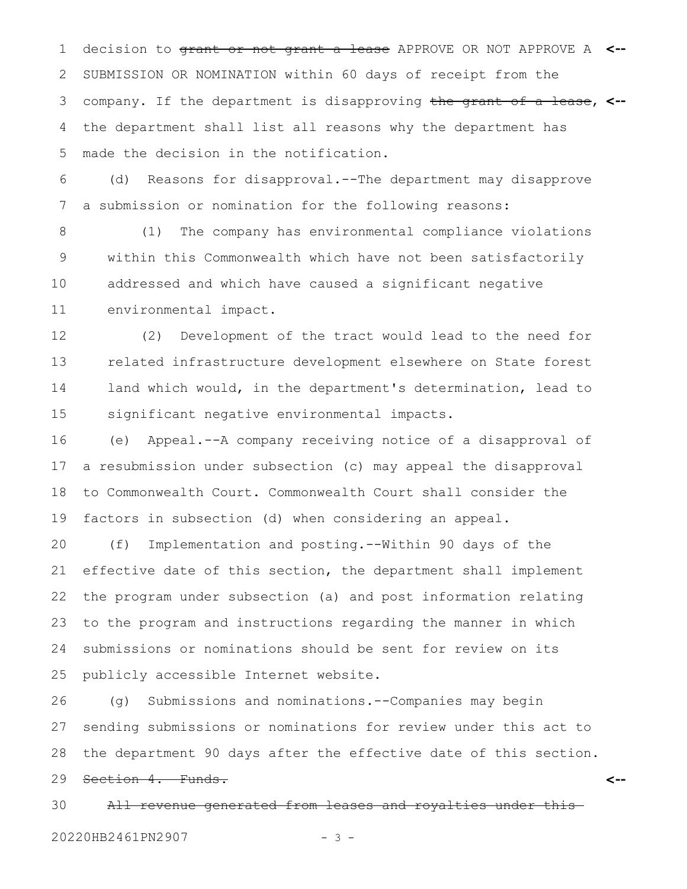decision to ~~grant or not grant a lease~~ APPROVE OR NOT APPROVE A SUBMISSION OR NOMINATION within 60 days of receipt from the company. If the department is disapproving ~~the grant of a lease~~, the department shall list all reasons why the department has made the decision in the notification.

(d) Reasons for disapproval.--The department may disapprove a submission or nomination for the following reasons:

(1) The company has environmental compliance violations within this Commonwealth which have not been satisfactorily addressed and which have caused a significant negative environmental impact.

(2) Development of the tract would lead to the need for related infrastructure development elsewhere on State forest land which would, in the department's determination, lead to significant negative environmental impacts.

(e) Appeal.--A company receiving notice of a disapproval of a resubmission under subsection (c) may appeal the disapproval to Commonwealth Court. Commonwealth Court shall consider the factors in subsection (d) when considering an appeal.

(f) Implementation and posting.--Within 90 days of the effective date of this section, the department shall implement the program under subsection (a) and post information relating to the program and instructions regarding the manner in which submissions or nominations should be sent for review on its publicly accessible Internet website.

(g) Submissions and nominations.--Companies may begin sending submissions or nominations for review under this act to the department 90 days after the effective date of this section.

~~Section 4. Funds.~~

~~All revenue generated from leases and royalties under this~~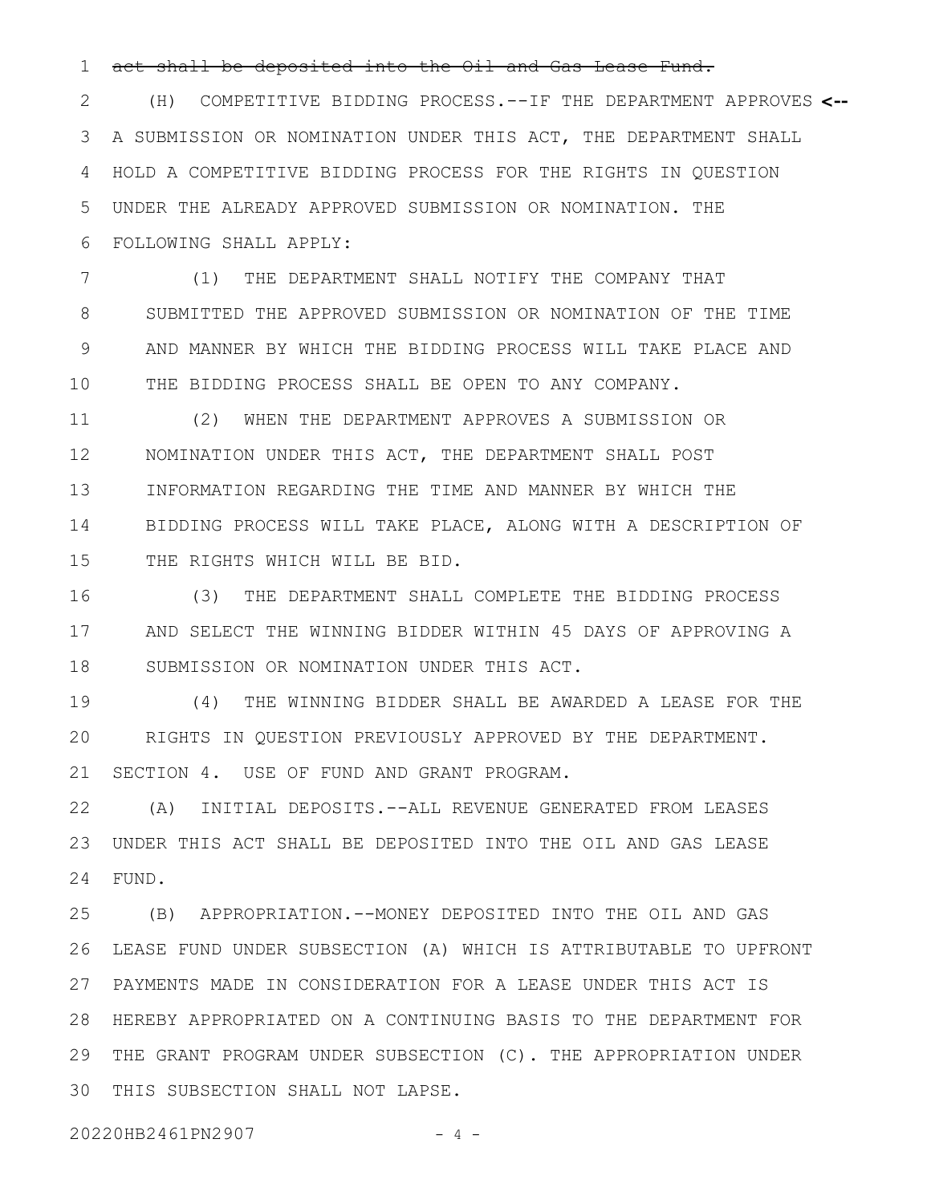~~act shall be deposited into the Oil and Gas Lease Fund.~~

(H) COMPETITIVE BIDDING PROCESS.--IF THE DEPARTMENT APPROVES A SUBMISSION OR NOMINATION UNDER THIS ACT, THE DEPARTMENT SHALL HOLD A COMPETITIVE BIDDING PROCESS FOR THE RIGHTS IN QUESTION UNDER THE ALREADY APPROVED SUBMISSION OR NOMINATION. THE FOLLOWING SHALL APPLY:

(1) THE DEPARTMENT SHALL NOTIFY THE COMPANY THAT SUBMITTED THE APPROVED SUBMISSION OR NOMINATION OF THE TIME AND MANNER BY WHICH THE BIDDING PROCESS WILL TAKE PLACE AND THE BIDDING PROCESS SHALL BE OPEN TO ANY COMPANY.

(2) WHEN THE DEPARTMENT APPROVES A SUBMISSION OR NOMINATION UNDER THIS ACT, THE DEPARTMENT SHALL POST INFORMATION REGARDING THE TIME AND MANNER BY WHICH THE BIDDING PROCESS WILL TAKE PLACE, ALONG WITH A DESCRIPTION OF THE RIGHTS WHICH WILL BE BID.

(3) THE DEPARTMENT SHALL COMPLETE THE BIDDING PROCESS AND SELECT THE WINNING BIDDER WITHIN 45 DAYS OF APPROVING A SUBMISSION OR NOMINATION UNDER THIS ACT.

(4) THE WINNING BIDDER SHALL BE AWARDED A LEASE FOR THE RIGHTS IN QUESTION PREVIOUSLY APPROVED BY THE DEPARTMENT.

SECTION 4. USE OF FUND AND GRANT PROGRAM.

(A) INITIAL DEPOSITS.--ALL REVENUE GENERATED FROM LEASES UNDER THIS ACT SHALL BE DEPOSITED INTO THE OIL AND GAS LEASE FUND.

(B) APPROPRIATION.--MONEY DEPOSITED INTO THE OIL AND GAS LEASE FUND UNDER SUBSECTION (A) WHICH IS ATTRIBUTABLE TO UPFRONT PAYMENTS MADE IN CONSIDERATION FOR A LEASE UNDER THIS ACT IS HEREBY APPROPRIATED ON A CONTINUING BASIS TO THE DEPARTMENT FOR THE GRANT PROGRAM UNDER SUBSECTION (C). THE APPROPRIATION UNDER THIS SUBSECTION SHALL NOT LAPSE.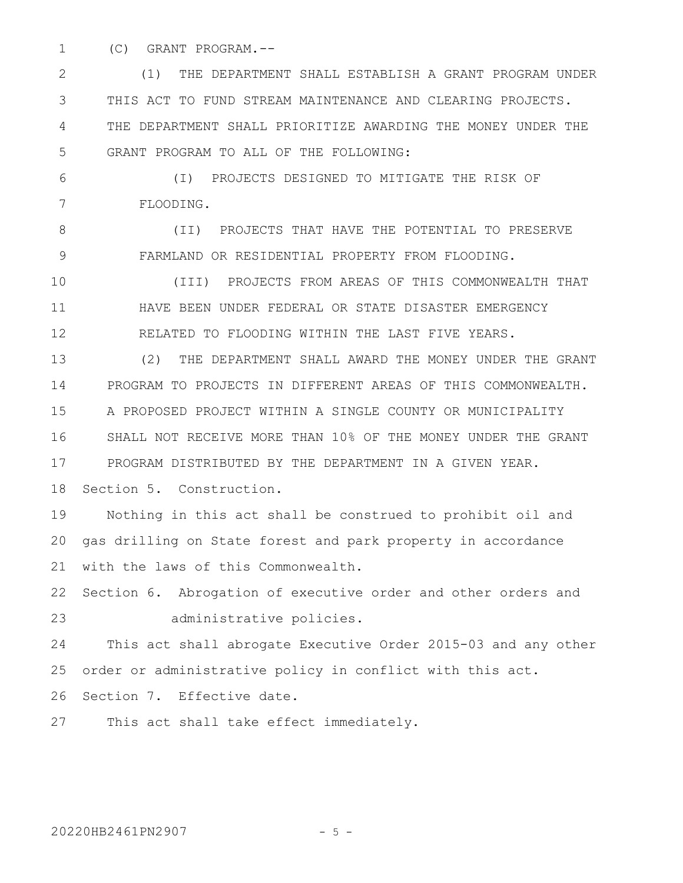(C) GRANT PROGRAM.--

(1) THE DEPARTMENT SHALL ESTABLISH A GRANT PROGRAM UNDER THIS ACT TO FUND STREAM MAINTENANCE AND CLEARING PROJECTS. THE DEPARTMENT SHALL PRIORITIZE AWARDING THE MONEY UNDER THE GRANT PROGRAM TO ALL OF THE FOLLOWING:

(I) PROJECTS DESIGNED TO MITIGATE THE RISK OF FLOODING.

(II) PROJECTS THAT HAVE THE POTENTIAL TO PRESERVE FARMLAND OR RESIDENTIAL PROPERTY FROM FLOODING.

(III) PROJECTS FROM AREAS OF THIS COMMONWEALTH THAT HAVE BEEN UNDER FEDERAL OR STATE DISASTER EMERGENCY RELATED TO FLOODING WITHIN THE LAST FIVE YEARS.

(2) THE DEPARTMENT SHALL AWARD THE MONEY UNDER THE GRANT PROGRAM TO PROJECTS IN DIFFERENT AREAS OF THIS COMMONWEALTH. A PROPOSED PROJECT WITHIN A SINGLE COUNTY OR MUNICIPALITY SHALL NOT RECEIVE MORE THAN 10% OF THE MONEY UNDER THE GRANT PROGRAM DISTRIBUTED BY THE DEPARTMENT IN A GIVEN YEAR.

Section 5. Construction.

Nothing in this act shall be construed to prohibit oil and gas drilling on State forest and park property in accordance with the laws of this Commonwealth.

Section 6. Abrogation of executive order and other orders and administrative policies.

This act shall abrogate Executive Order 2015-03 and any other order or administrative policy in conflict with this act.

Section 7. Effective date.

This act shall take effect immediately.